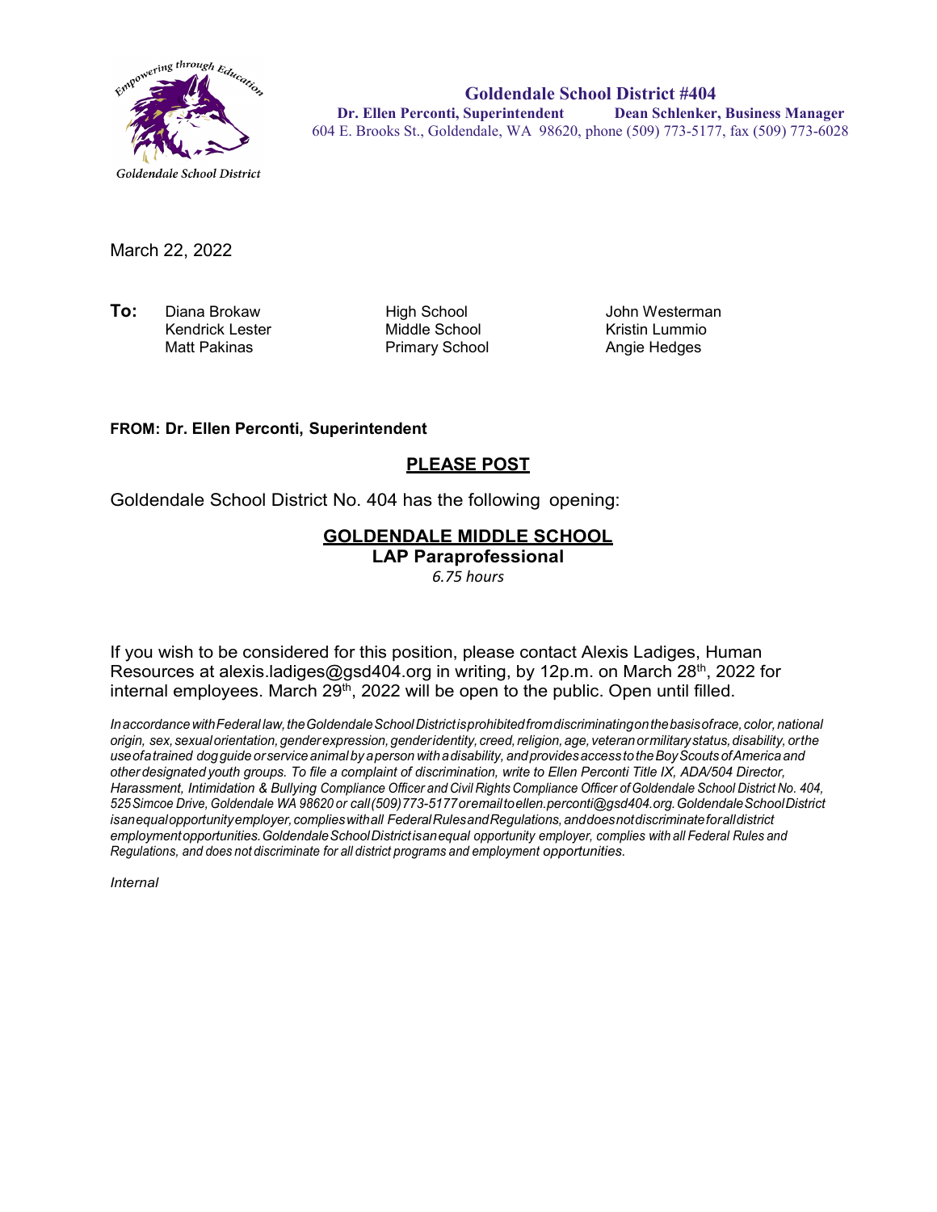Goldendale School District

# Goldendale School District #404

**Dr. Ellen Perconti, Superintendent** **Dean Schlenker, Business Manager**

604 E. Brooks St., Goldendale, WA 98620, phone (509) 773-5177, fax (509) 773-6028

March 22, 2022

| **To:** | | | |
|---|---|---|---|
| | Diana Brokaw | High School | John Westerman |
| | Kendrick Lester | Middle School | Kristin Lummio |
| | Matt Pakinas | Primary School | Angie Hedges |

**FROM: Dr. Ellen Perconti, Superintendent**

## PLEASE POST

Goldendale School District No. 404 has the following opening:

## GOLDENDALE MIDDLE SCHOOL

### LAP Paraprofessional

*6.75 hours*

If you wish to be considered for this position, please contact Alexis Ladiges, Human Resources at alexis.ladiges@gsd404.org in writing, by 12p.m. on March 28th, 2022 for internal employees. March 29th, 2022 will be open to the public. Open until filled.

*In accordance with Federal law, the Goldendale School District is prohibited from discriminating on the basis of race, color, national origin, sex, sexual orientation, gender expression, gender identity, creed, religion, age, veteran or military status, disability, or the use of a trained dog guide or service animal by a person with a disability, and provides access to the Boy Scouts of America and other designated youth groups. To file a complaint of discrimination, write to Ellen Perconti Title IX, ADA/504 Director, Harassment, Intimidation & Bullying Compliance Officer and Civil Rights Compliance Officer of Goldendale School District No. 404, 525 Simcoe Drive, Goldendale WA 98620 or call (509) 773-5177 or email to ellen.perconti@gsd404.org. Goldendale School District is an equal opportunity employer, complies with all Federal Rules and Regulations, and does not discriminate for all district employment opportunities. Goldendale School District is an equal opportunity employer, complies with all Federal Rules and Regulations, and does not discriminate for all district programs and employment opportunities.*

*Internal*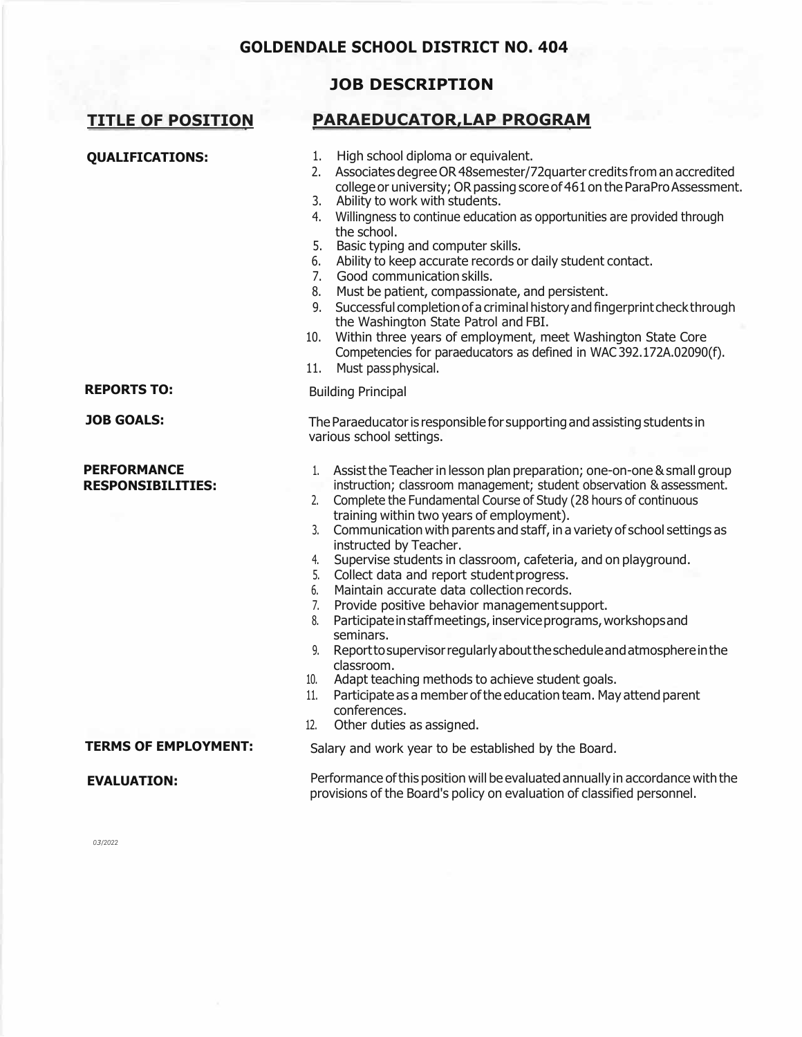# GOLDENDALE SCHOOL DISTRICT NO. 404

## JOB DESCRIPTION

**TITLE OF POSITION** **PARAEDUCATOR,LAP PROGRAM**

**QUALIFICATIONS:**

1. High school diploma or equivalent.
2. Associates degree OR 48semester/72quarter credits from an accredited college or university; OR passing score of 461 on the ParaPro Assessment.
3. Ability to work with students.
4. Willingness to continue education as opportunities are provided through the school.
5. Basic typing and computer skills.
6. Ability to keep accurate records or daily student contact.
7. Good communication skills.
8. Must be patient, compassionate, and persistent.
9. Successful completion of a criminal history and fingerprint check through the Washington State Patrol and FBI.
10. Within three years of employment, meet Washington State Core Competencies for paraeducators as defined in WAC 392.172A.02090(f).
11. Must pass physical.

**REPORTS TO:** Building Principal

**JOB GOALS:** The Paraeducator is responsible for supporting and assisting students in various school settings.

**PERFORMANCE RESPONSIBILITIES:**

1. Assist the Teacher in lesson plan preparation; one-on-one & small group instruction; classroom management; student observation & assessment.
2. Complete the Fundamental Course of Study (28 hours of continuous training within two years of employment).
3. Communication with parents and staff, in a variety of school settings as instructed by Teacher.
4. Supervise students in classroom, cafeteria, and on playground.
5. Collect data and report student progress.
6. Maintain accurate data collection records.
7. Provide positive behavior management support.
8. Participate in staff meetings, inservice programs, workshops and seminars.
9. Report to supervisor regularly about the schedule and atmosphere in the classroom.
10. Adapt teaching methods to achieve student goals.
11. Participate as a member of the education team. May attend parent conferences.
12. Other duties as assigned.

**TERMS OF EMPLOYMENT:** Salary and work year to be established by the Board.

**EVALUATION:** Performance of this position will be evaluated annually in accordance with the provisions of the Board's policy on evaluation of classified personnel.

03/2022